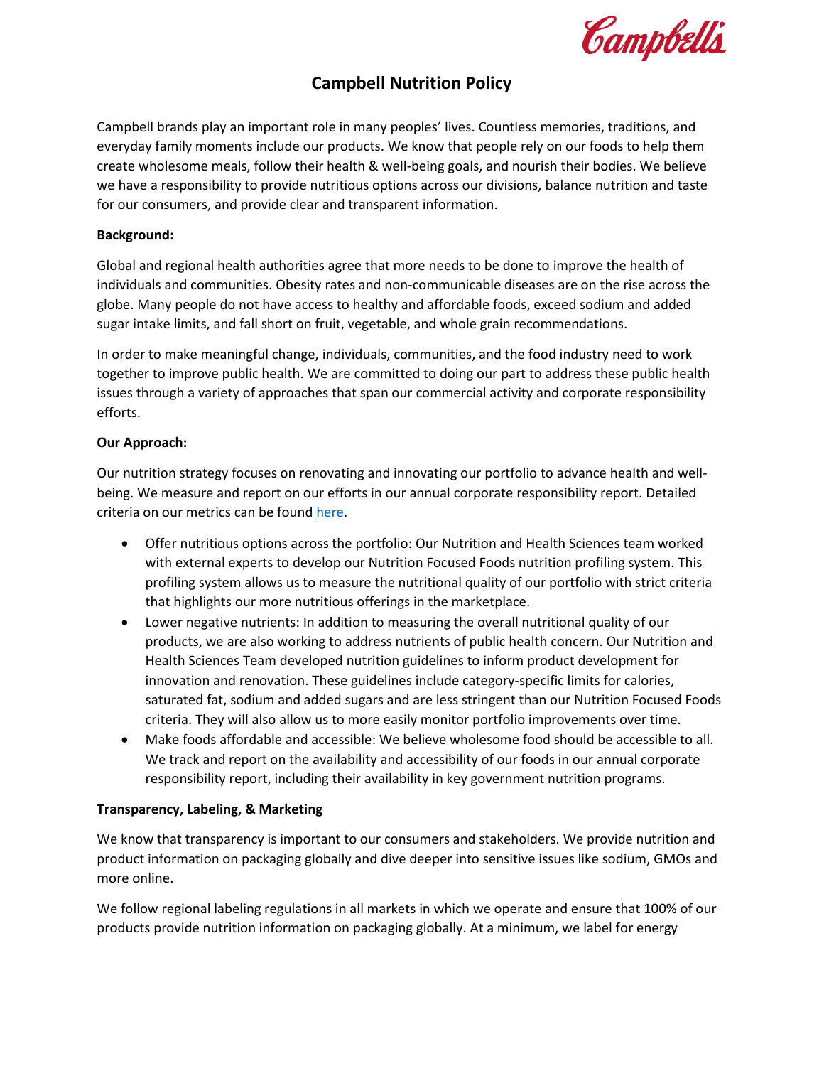# Campbell Nutrition Policy

Campbell brands play an important role in many peoples' lives. Countless memories, traditions, and everyday family moments include our products. We know that people rely on our foods to help them create wholesome meals, follow their health & well-being goals, and nourish their bodies. We believe we have a responsibility to provide nutritious options across our divisions, balance nutrition and taste for our consumers, and provide clear and transparent information.

**Background:**

Global and regional health authorities agree that more needs to be done to improve the health of individuals and communities. Obesity rates and non-communicable diseases are on the rise across the globe. Many people do not have access to healthy and affordable foods, exceed sodium and added sugar intake limits, and fall short on fruit, vegetable, and whole grain recommendations.

In order to make meaningful change, individuals, communities, and the food industry need to work together to improve public health. We are committed to doing our part to address these public health issues through a variety of approaches that span our commercial activity and corporate responsibility efforts.

**Our Approach:**

Our nutrition strategy focuses on renovating and innovating our portfolio to advance health and well-being. We measure and report on our efforts in our annual corporate responsibility report. Detailed criteria on our metrics can be found here.

- Offer nutritious options across the portfolio: Our Nutrition and Health Sciences team worked with external experts to develop our Nutrition Focused Foods nutrition profiling system. This profiling system allows us to measure the nutritional quality of our portfolio with strict criteria that highlights our more nutritious offerings in the marketplace.
- Lower negative nutrients: In addition to measuring the overall nutritional quality of our products, we are also working to address nutrients of public health concern. Our Nutrition and Health Sciences Team developed nutrition guidelines to inform product development for innovation and renovation. These guidelines include category-specific limits for calories, saturated fat, sodium and added sugars and are less stringent than our Nutrition Focused Foods criteria. They will also allow us to more easily monitor portfolio improvements over time.
- Make foods affordable and accessible: We believe wholesome food should be accessible to all. We track and report on the availability and accessibility of our foods in our annual corporate responsibility report, including their availability in key government nutrition programs.

**Transparency, Labeling, & Marketing**

We know that transparency is important to our consumers and stakeholders. We provide nutrition and product information on packaging globally and dive deeper into sensitive issues like sodium, GMOs and more online.

We follow regional labeling regulations in all markets in which we operate and ensure that 100% of our products provide nutrition information on packaging globally. At a minimum, we label for energy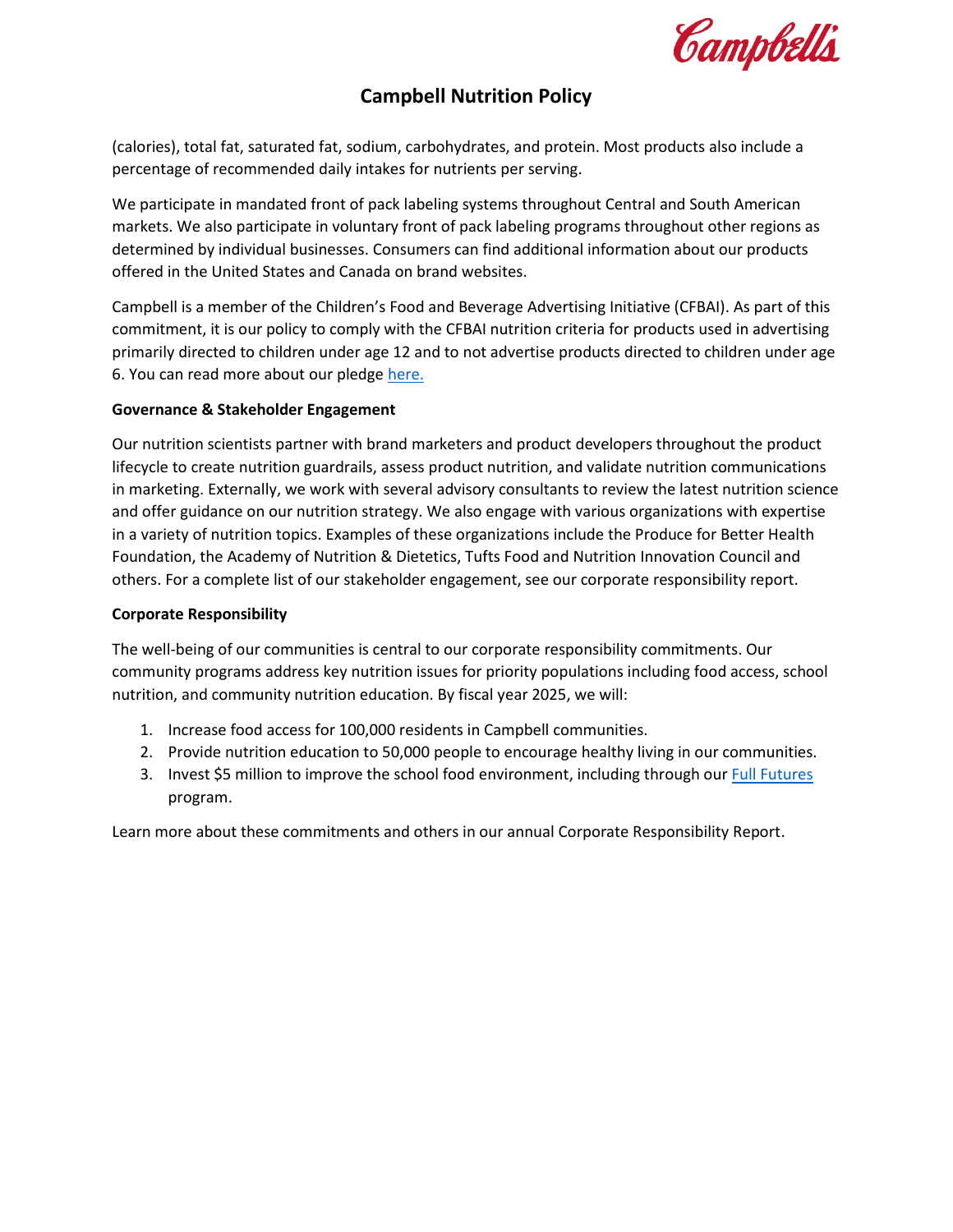(calories), total fat, saturated fat, sodium, carbohydrates, and protein. Most products also include a percentage of recommended daily intakes for nutrients per serving.

We participate in mandated front of pack labeling systems throughout Central and South American markets. We also participate in voluntary front of pack labeling programs throughout other regions as determined by individual businesses. Consumers can find additional information about our products offered in the United States and Canada on brand websites.

Campbell is a member of the Children's Food and Beverage Advertising Initiative (CFBAI). As part of this commitment, it is our policy to comply with the CFBAI nutrition criteria for products used in advertising primarily directed to children under age 12 and to not advertise products directed to children under age 6. You can read more about our pledge here.

**Governance & Stakeholder Engagement**

Our nutrition scientists partner with brand marketers and product developers throughout the product lifecycle to create nutrition guardrails, assess product nutrition, and validate nutrition communications in marketing. Externally, we work with several advisory consultants to review the latest nutrition science and offer guidance on our nutrition strategy. We also engage with various organizations with expertise in a variety of nutrition topics. Examples of these organizations include the Produce for Better Health Foundation, the Academy of Nutrition & Dietetics, Tufts Food and Nutrition Innovation Council and others. For a complete list of our stakeholder engagement, see our corporate responsibility report.

**Corporate Responsibility**

The well-being of our communities is central to our corporate responsibility commitments. Our community programs address key nutrition issues for priority populations including food access, school nutrition, and community nutrition education. By fiscal year 2025, we will:

1. Increase food access for 100,000 residents in Campbell communities.
2. Provide nutrition education to 50,000 people to encourage healthy living in our communities.
3. Invest $5 million to improve the school food environment, including through our Full Futures program.

Learn more about these commitments and others in our annual Corporate Responsibility Report.